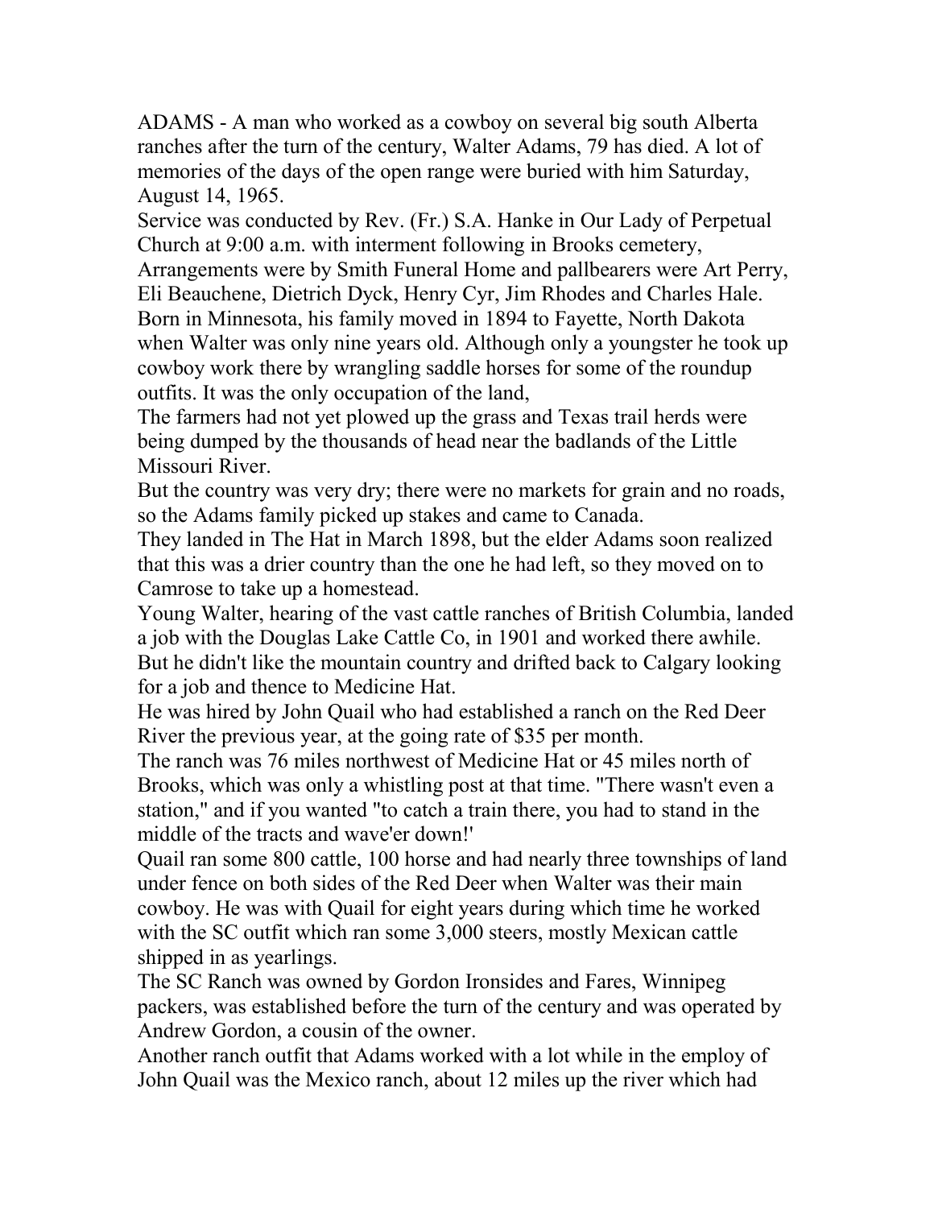ADAMS - A man who worked as a cowboy on several big south Alberta ranches after the turn of the century, Walter Adams, 79 has died. A lot of memories of the days of the open range were buried with him Saturday, August 14, 1965.

Service was conducted by Rev. (Fr.) S.A. Hanke in Our Lady of Perpetual Church at 9:00 a.m. with interment following in Brooks cemetery, Arrangements were by Smith Funeral Home and pallbearers were Art Perry, Eli Beauchene, Dietrich Dyck, Henry Cyr, Jim Rhodes and Charles Hale.

Born in Minnesota, his family moved in 1894 to Fayette, North Dakota when Walter was only nine years old. Although only a youngster he took up cowboy work there by wrangling saddle horses for some of the roundup outfits. It was the only occupation of the land,

The farmers had not yet plowed up the grass and Texas trail herds were being dumped by the thousands of head near the badlands of the Little Missouri River.

But the country was very dry; there were no markets for grain and no roads, so the Adams family picked up stakes and came to Canada.

They landed in The Hat in March 1898, but the elder Adams soon realized that this was a drier country than the one he had left, so they moved on to Camrose to take up a homestead.

Young Walter, hearing of the vast cattle ranches of British Columbia, landed a job with the Douglas Lake Cattle Co, in 1901 and worked there awhile. But he didn't like the mountain country and drifted back to Calgary looking for a job and thence to Medicine Hat.

He was hired by John Quail who had established a ranch on the Red Deer River the previous year, at the going rate of $35 per month.

The ranch was 76 miles northwest of Medicine Hat or 45 miles north of Brooks, which was only a whistling post at that time. "There wasn't even a station," and if you wanted "to catch a train there, you had to stand in the middle of the tracts and wave'er down!'

Quail ran some 800 cattle, 100 horse and had nearly three townships of land under fence on both sides of the Red Deer when Walter was their main cowboy. He was with Quail for eight years during which time he worked with the SC outfit which ran some 3,000 steers, mostly Mexican cattle shipped in as yearlings.

The SC Ranch was owned by Gordon Ironsides and Fares, Winnipeg packers, was established before the turn of the century and was operated by Andrew Gordon, a cousin of the owner.

Another ranch outfit that Adams worked with a lot while in the employ of John Quail was the Mexico ranch, about 12 miles up the river which had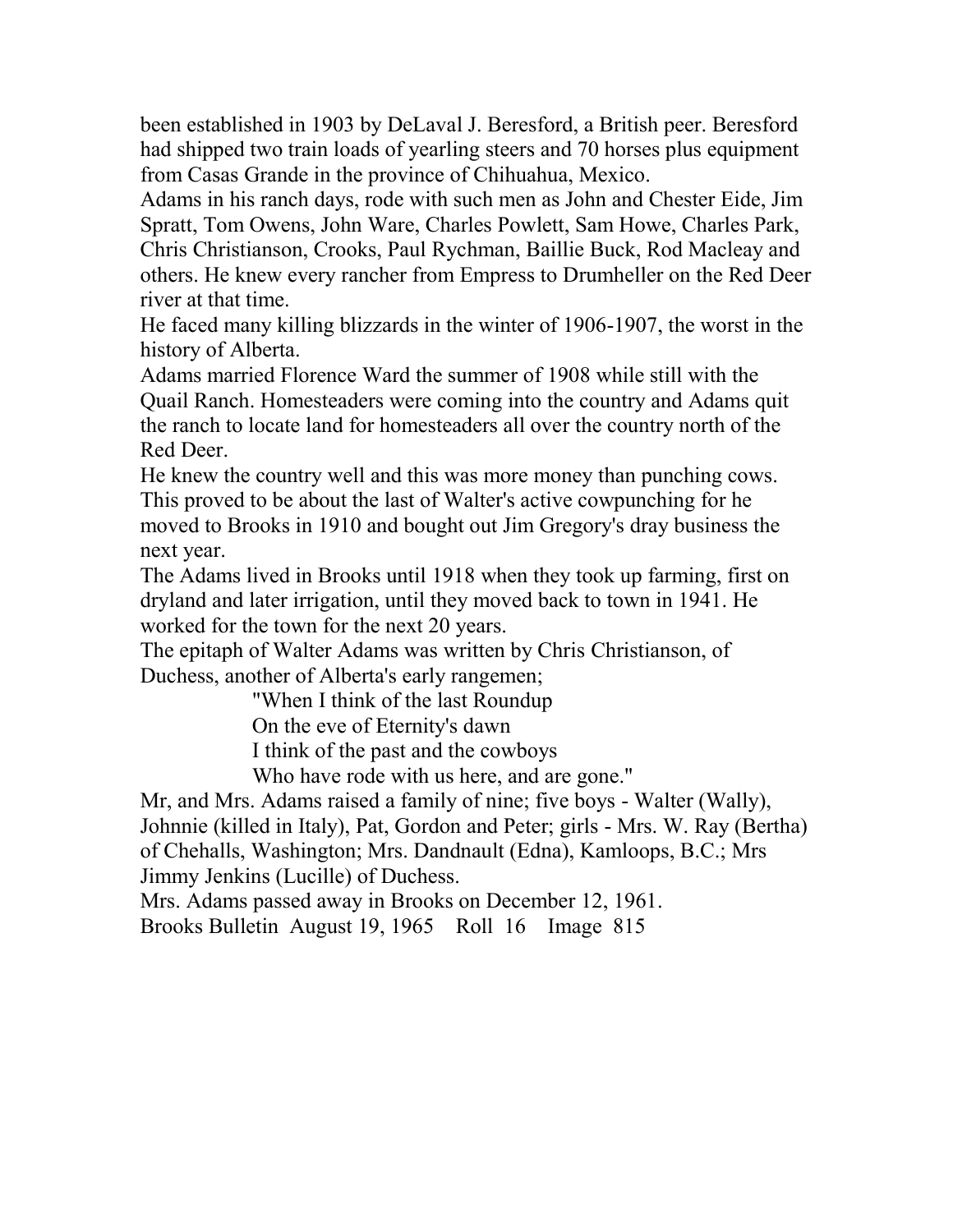been established in 1903 by DeLaval J. Beresford, a British peer. Beresford had shipped two train loads of yearling steers and 70 horses plus equipment from Casas Grande in the province of Chihuahua, Mexico.

Adams in his ranch days, rode with such men as John and Chester Eide, Jim Spratt, Tom Owens, John Ware, Charles Powlett, Sam Howe, Charles Park, Chris Christianson, Crooks, Paul Rychman, Baillie Buck, Rod Macleay and others. He knew every rancher from Empress to Drumheller on the Red Deer river at that time.

He faced many killing blizzards in the winter of 1906-1907, the worst in the history of Alberta.

Adams married Florence Ward the summer of 1908 while still with the Quail Ranch. Homesteaders were coming into the country and Adams quit the ranch to locate land for homesteaders all over the country north of the Red Deer.

He knew the country well and this was more money than punching cows. This proved to be about the last of Walter's active cowpunching for he moved to Brooks in 1910 and bought out Jim Gregory's dray business the next year.

The Adams lived in Brooks until 1918 when they took up farming, first on dryland and later irrigation, until they moved back to town in 1941. He worked for the town for the next 20 years.

The epitaph of Walter Adams was written by Chris Christianson, of Duchess, another of Alberta's early rangemen;

> "When I think of the last Roundup
> On the eve of Eternity's dawn
> I think of the past and the cowboys
> Who have rode with us here, and are gone."

Mr, and Mrs. Adams raised a family of nine; five boys - Walter (Wally), Johnnie (killed in Italy), Pat, Gordon and Peter; girls - Mrs. W. Ray (Bertha) of Chehalls, Washington; Mrs. Dandnault (Edna), Kamloops, B.C.; Mrs Jimmy Jenkins (Lucille) of Duchess.

Mrs. Adams passed away in Brooks on December 12, 1961.

Brooks Bulletin August 19, 1965 Roll 16 Image 815